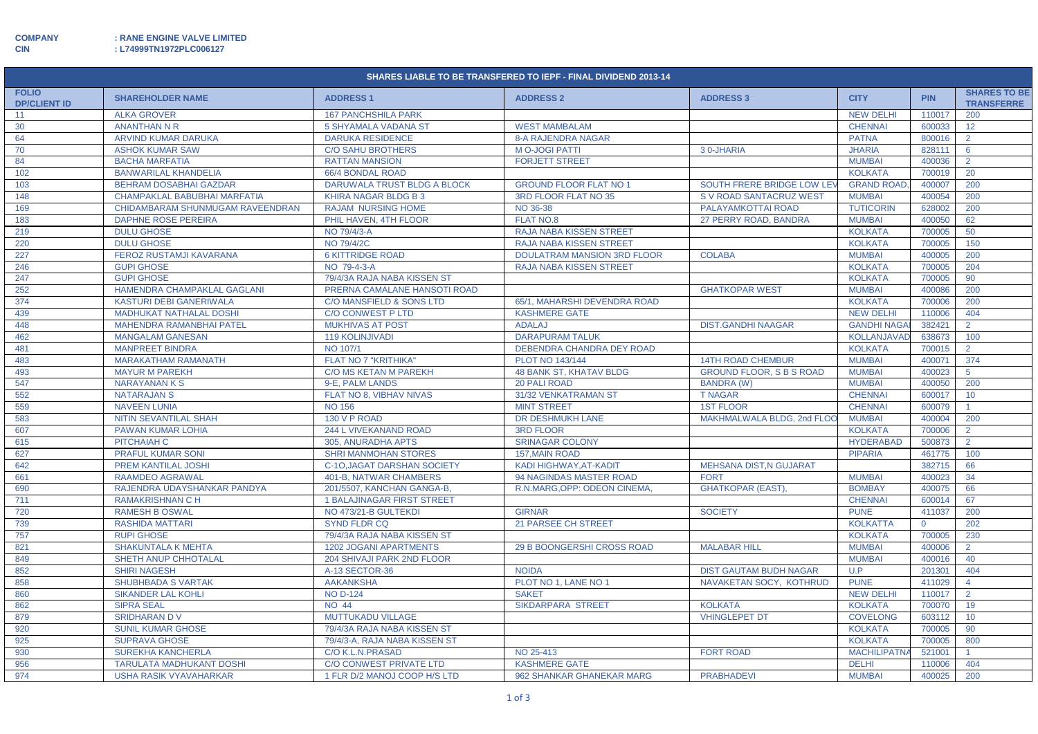**COMPANY** : **RANE ENGINE VALVE LIMITED**
**CIN** : **L74999TN1972PLC006127**

| SHARES LIABLE TO BE TRANSFERED TO IEPF - FINAL DIVIDEND 2013-14 | | | | | | | |
|---|---|---|---|---|---|---|---|
| **FOLIO DP/CLIENT ID** | **SHAREHOLDER NAME** | **ADDRESS 1** | **ADDRESS 2** | **ADDRESS 3** | **CITY** | **PIN** | **SHARES TO BE TRANSFERRE** |
| 11 | ALKA GROVER | 167 PANCHSHILA PARK | | | NEW DELHI | 110017 | 200 |
| 30 | ANANTHAN N R | 5 SHYAMALA VADANA ST | WEST MAMBALAM | | CHENNAI | 600033 | 12 |
| 64 | ARVIND KUMAR DARUKA | DARUKA RESIDENCE | 8-A RAJENDRA NAGAR | | PATNA | 800016 | 2 |
| 70 | ASHOK KUMAR SAW | C/O SAHU BROTHERS | M O-JOGI PATTI | 3 0-JHARIA | JHARIA | 828111 | 6 |
| 84 | BACHA MARFATIA | RATTAN MANSION | FORJETT STREET | | MUMBAI | 400036 | 2 |
| 102 | BANWARILAL KHANDELIA | 66/4 BONDAL ROAD | | | KOLKATA | 700019 | 20 |
| 103 | BEHRAM DOSABHAI GAZDAR | DARUWALA TRUST BLDG A BLOCK | GROUND FLOOR FLAT NO 1 | SOUTH FRERE BRIDGE LOW LEV | GRAND ROAD, | 400007 | 200 |
| 148 | CHAMPAKLAL BABUBHAI MARFATIA | KHIRA NAGAR BLDG B 3 | 3RD FLOOR FLAT NO 35 | S V ROAD SANTACRUZ WEST | MUMBAI | 400054 | 200 |
| 169 | CHIDAMBARAM SHUNMUGAM RAVEENDRAN | RAJAM NURSING HOME | NO 36-38 | PALAYAMKOTTAI ROAD | TUTICORIN | 628002 | 200 |
| 183 | DAPHNE ROSE PEREIRA | PHIL HAVEN, 4TH FLOOR | FLAT NO.8 | 27 PERRY ROAD, BANDRA | MUMBAI | 400050 | 62 |
| 219 | DULU GHOSE | NO 79/4/3-A | RAJA NABA KISSEN STREET | | KOLKATA | 700005 | 50 |
| 220 | DULU GHOSE | NO 79/4/2C | RAJA NABA KISSEN STREET | | KOLKATA | 700005 | 150 |
| 227 | FEROZ RUSTAMJI KAVARANA | 6 KITTRIDGE ROAD | DOULATRAM MANSION 3RD FLOOR | COLABA | MUMBAI | 400005 | 200 |
| 246 | GUPI GHOSE | NO 79-4-3-A | RAJA NABA KISSEN STREET | | KOLKATA | 700005 | 204 |
| 247 | GUPI GHOSE | 79/4/3A RAJA NABA KISSEN ST | | | KOLKATA | 700005 | 90 |
| 252 | HAMENDRA CHAMPAKLAL GAGLANI | PRERNA CAMALANE HANSOTI ROAD | | GHATKOPAR WEST | MUMBAI | 400086 | 200 |
| 374 | KASTURI DEBI GANERIWALA | C/O MANSFIELD & SONS LTD | 65/1, MAHARSHI DEVENDRA ROAD | | KOLKATA | 700006 | 200 |
| 439 | MADHUKAT NATHALAL DOSHI | C/O CONWEST P LTD | KASHMERE GATE | | NEW DELHI | 110006 | 404 |
| 448 | MAHENDRA RAMANBHAI PATEL | MUKHIVAS AT POST | ADALAJ | DIST.GANDHI NAAGAR | GANDHI NAGA | 382421 | 2 |
| 462 | MANGALAM GANESAN | 119 KOLINJIVADI | DARAPURAM TALUK | | KOLLANJAVAD | 638673 | 100 |
| 481 | MANPREET BINDRA | NO 107/1 | DEBENDRA CHANDRA DEY ROAD | | KOLKATA | 700015 | 2 |
| 483 | MARAKATHAM RAMANATH | FLAT NO 7 "KRITHIKA" | PLOT NO 143/144 | 14TH ROAD CHEMBUR | MUMBAI | 400071 | 374 |
| 493 | MAYUR M PAREKH | C/O MS KETAN M PAREKH | 48 BANK ST, KHATAV BLDG | GROUND FLOOR, S B S ROAD | MUMBAI | 400023 | 5 |
| 547 | NARAYANAN K S | 9-E, PALM LANDS | 20 PALI ROAD | BANDRA (W) | MUMBAI | 400050 | 200 |
| 552 | NATARAJAN S | FLAT NO 8, VIBHAV NIVAS | 31/32 VENKATRAMAN ST | T NAGAR | CHENNAI | 600017 | 10 |
| 559 | NAVEEN LUNIA | NO 156 | MINT STREET | 1ST FLOOR | CHENNAI | 600079 | 1 |
| 583 | NITIN SEVANTILAL SHAH | 130 V P ROAD | DR DESHMUKH LANE | MAKHMALWALA BLDG, 2nd FLOO | MUMBAI | 400004 | 200 |
| 607 | PAWAN KUMAR LOHIA | 244 L VIVEKANAND ROAD | 3RD FLOOR | | KOLKATA | 700006 | 2 |
| 615 | PITCHAIAH C | 305, ANURADHA APTS | SRINAGAR COLONY | | HYDERABAD | 500873 | 2 |
| 627 | PRAFUL KUMAR SONI | SHRI MANMOHAN STORES | 157,MAIN ROAD | | PIPARIA | 461775 | 100 |
| 642 | PREM KANTILAL JOSHI | C-10,JAGAT DARSHAN SOCIETY | KADI HIGHWAY,AT-KADIT | MEHSANA DIST,N GUJARAT | | 382715 | 66 |
| 661 | RAAMDEO AGRAWAL | 401-B, NATWAR CHAMBERS | 94 NAGINDAS MASTER ROAD | FORT | MUMBAI | 400023 | 34 |
| 690 | RAJENDRA UDAYSHANKAR PANDYA | 201/5507, KANCHAN GANGA-B, | R.N.MARG,OPP: ODEON CINEMA, | GHATKOPAR (EAST), | BOMBAY | 400075 | 66 |
| 711 | RAMAKRISHNAN C H | 1 BALAJINAGAR FIRST STREET | | | CHENNAI | 600014 | 67 |
| 720 | RAMESH B OSWAL | NO 473/21-B GULTEKDI | GIRNAR | SOCIETY | PUNE | 411037 | 200 |
| 739 | RASHIDA MATTARI | SYND FLDR CQ | 21 PARSEE CH STREET | | KOLKATTA | 0 | 202 |
| 757 | RUPI GHOSE | 79/4/3A RAJA NABA KISSEN ST | | | KOLKATA | 700005 | 230 |
| 821 | SHAKUNTALA K MEHTA | 1202 JOGANI APARTMENTS | 29 B BOONGERSHI CROSS ROAD | MALABAR HILL | MUMBAI | 400006 | 2 |
| 849 | SHETH ANUP CHHOTALAL | 204 SHIVAJI PARK 2ND FLOOR | | | MUMBAI | 400016 | 40 |
| 852 | SHIRI NAGESH | A-13 SECTOR-36 | NOIDA | DIST GAUTAM BUDH NAGAR | U.P | 201301 | 404 |
| 858 | SHUBHBADA S VARTAK | AAKANKSHA | PLOT NO 1, LANE NO 1 | NAVAKETAN SOCY, KOTHRUD | PUNE | 411029 | 4 |
| 860 | SIKANDER LAL KOHLI | NO D-124 | SAKET | | NEW DELHI | 110017 | 2 |
| 862 | SIPRA SEAL | NO 44 | SIKDARPARA STREET | KOLKATA | KOLKATA | 700070 | 19 |
| 879 | SRIDHARAN D V | MUTTUKADU VILLAGE | | VHINGLEPET DT | COVELONG | 603112 | 10 |
| 920 | SUNIL KUMAR GHOSE | 79/4/3A RAJA NABA KISSEN ST | | | KOLKATA | 700005 | 90 |
| 925 | SUPRAVA GHOSE | 79/4/3-A, RAJA NABA KISSEN ST | | | KOLKATA | 700005 | 800 |
| 930 | SUREKHA KANCHERLA | C/O K.L.N.PRASAD | NO 25-413 | FORT ROAD | MACHILIPATNA | 521001 | 1 |
| 956 | TARULATA MADHUKANT DOSHI | C/O CONWEST PRIVATE LTD | KASHMERE GATE | | DELHI | 110006 | 404 |
| 974 | USHA RASIK VYAVAHARKAR | 1 FLR D/2 MANOJ COOP H/S LTD | 962 SHANKAR GHANEKAR MARG | PRABHADEVI | MUMBAI | 400025 | 200 |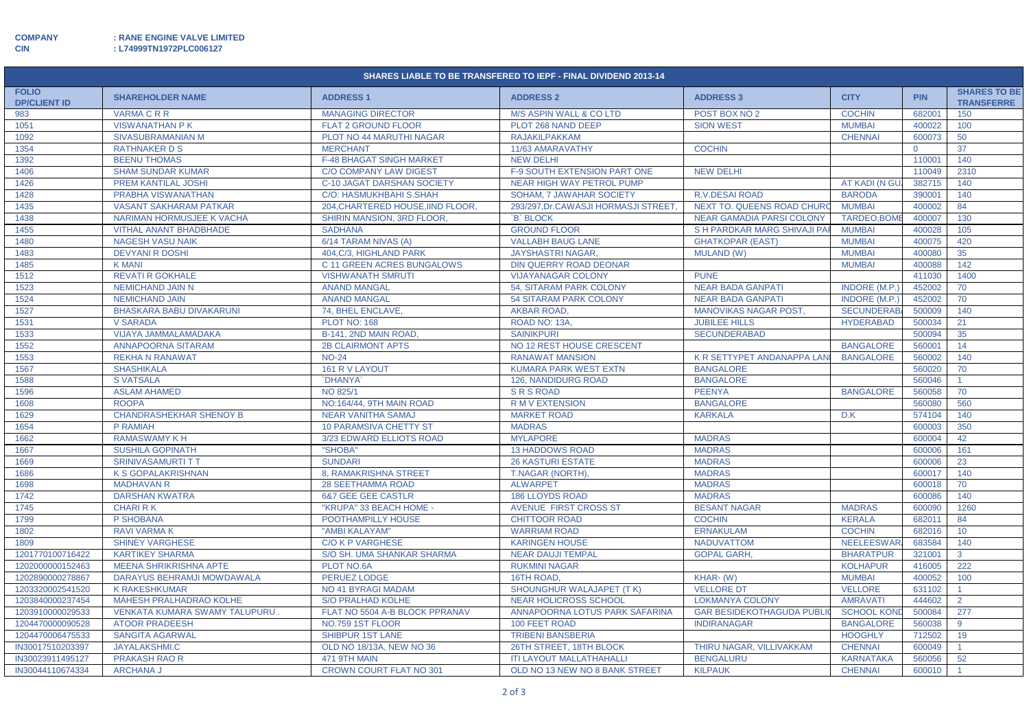**COMPANY** : **RANE ENGINE VALVE LIMITED**
**CIN** : **L74999TN1972PLC006127**

| SHARES LIABLE TO BE TRANSFERED TO IEPF - FINAL DIVIDEND 2013-14 | | | | | | | |
|---|---|---|---|---|---|---|---|
| **FOLIO DP/CLIENT ID** | **SHAREHOLDER NAME** | **ADDRESS 1** | **ADDRESS 2** | **ADDRESS 3** | **CITY** | **PIN** | **SHARES TO BE TRANSFERRE** |
| 983 | VARMA C R R | MANAGING DIRECTOR | M/S ASPIN WALL & CO LTD | POST BOX NO 2 | COCHIN | 682001 | 150 |
| 1051 | VISWANATHAN P K | FLAT 2 GROUND FLOOR | PLOT 268 NAND DEEP | SION WEST | MUMBAI | 400022 | 100 |
| 1092 | SIVASUBRAMANIAN M | PLOT NO 44 MARUTHI NAGAR | RAJAKILPAKKAM | | CHENNAI | 600073 | 50 |
| 1354 | RATHNAKER D S | MERCHANT | 11/63 AMARAVATHY | COCHIN | | 0 | 37 |
| 1392 | BEENU THOMAS | F-48 BHAGAT SINGH MARKET | NEW DELHI | | | 110001 | 140 |
| 1406 | SHAM SUNDAR KUMAR | C/O COMPANY LAW DIGEST | F-9 SOUTH EXTENSION PART ONE | NEW DELHI | | 110049 | 2310 |
| 1426 | PREM KANTILAL JOSHI | C-10 JAGAT DARSHAN SOCIETY | NEAR HIGH WAY PETROL PUMP | | AT KADI (N GU | 382715 | 140 |
| 1428 | PRABHA VISWANATHAN | C/O: HASMUKHBAHI S.SHAH | SOHAM, 7 JAWAHAR SOCIETY | R.V.DESAI ROAD | BARODA | 390001 | 140 |
| 1435 | VASANT SAKHARAM PATKAR | 204,CHARTERED HOUSE,IIND FLOOR, | 293/297,Dr.CAWASJI HORMASJI STREET, | NEXT TO. QUEENS ROAD CHURC | MUMBAI | 400002 | 84 |
| 1438 | NARIMAN HORMUSJEE K VACHA | SHIRIN MANSION, 3RD FLOOR, | `B` BLOCK | NEAR GAMADIA PARSI COLONY | TARDEO,BOME | 400007 | 130 |
| 1455 | VITHAL ANANT BHADBHADE | SADHANA | GROUND FLOOR | S H PARDKAR MARG SHIVAJI PA | MUMBAI | 400028 | 105 |
| 1480 | NAGESH VASU NAIK | 6/14 TARAM NIVAS (A) | VALLABH BAUG LANE | GHATKOPAR (EAST) | MUMBAI | 400075 | 420 |
| 1483 | DEVYANI R DOSHI | 404,C/3, HIGHLAND PARK | JAYSHASTRI NAGAR, | MULAND (W) | MUMBAI | 400080 | 35 |
| 1485 | K MANI | C 11 GREEN ACRES BUNGALOWS | DIN QUERRY ROAD DEONAR | | MUMBAI | 400088 | 142 |
| 1512 | REVATI R GOKHALE | VISHWANATH SMRUTI | VIJAYANAGAR COLONY | PUNE | | 411030 | 1400 |
| 1523 | NEMICHAND JAIN N | ANAND MANGAL | 54, SITARAM PARK COLONY | NEAR BADA GANPATI | INDORE (M.P.) | 452002 | 70 |
| 1524 | NEMICHAND JAIN | ANAND MANGAL | 54 SITARAM PARK COLONY | NEAR BADA GANPATI | INDORE (M.P.) | 452002 | 70 |
| 1527 | BHASKARA BABU DIVAKARUNI | 74, BHEL ENCLAVE, | AKBAR ROAD, | MANOVIKAS NAGAR POST, | SECUNDERAB | 500009 | 140 |
| 1531 | V SARADA | PLOT NO: 168 | ROAD NO: 13A, | JUBILEE HILLS | HYDERABAD | 500034 | 21 |
| 1533 | VIJAYA JAMMALAMADAKA | B-141, 2ND MAIN ROAD, | SAINIKPURI | SECUNDERABAD | | 500094 | 35 |
| 1552 | ANNAPOORNA SITARAM | 2B CLAIRMONT APTS | NO 12 REST HOUSE CRESCENT | | BANGALORE | 560001 | 14 |
| 1553 | REKHA N RANAWAT | NO-24 | RANAWAT MANSION | K R SETTYPET ANDANAPPA LAN | BANGALORE | 560002 | 140 |
| 1567 | SHASHIKALA | 161 R V LAYOUT | KUMARA PARK WEST EXTN | BANGALORE | | 560020 | 70 |
| 1588 | S VATSALA | `DHANYA` | 126, NANDIDURG ROAD | BANGALORE | | 560046 | 1 |
| 1596 | ASLAM AHAMED | NO 825/1 | S R S ROAD | PEENYA | BANGALORE | 560058 | 70 |
| 1608 | ROOPA | NO:164/44, 9TH MAIN ROAD | R M V EXTENSION | BANGALORE | | 560080 | 560 |
| 1629 | CHANDRASHEKHAR SHENOY B | NEAR VANITHA SAMAJ | MARKET ROAD | KARKALA | D.K | 574104 | 140 |
| 1654 | P RAMIAH | 10 PARAMSIVA CHETTY ST | MADRAS | | | 600003 | 350 |
| 1662 | RAMASWAMY K H | 3/23 EDWARD ELLIOTS ROAD | MYLAPORE | MADRAS | | 600004 | 42 |
| 1667 | SUSHILA GOPINATH | "SHOBA" | 13 HADDOWS ROAD | MADRAS | | 600006 | 161 |
| 1669 | SRINIVASAMURTI T T | SUNDARI | 26 KASTURI ESTATE | MADRAS | | 600006 | 23 |
| 1686 | K S GOPALAKRISHNAN | 8, RAMAKRISHNA STREET | T.NAGAR (NORTH), | MADRAS | | 600017 | 140 |
| 1698 | MADHAVAN R | 28 SEETHAMMA ROAD | ALWARPET | MADRAS | | 600018 | 70 |
| 1742 | DARSHAN KWATRA | 6&7 GEE GEE CASTLR | 186 LLOYDS ROAD | MADRAS | | 600086 | 140 |
| 1745 | CHARI R K | "KRUPA" 33 BEACH HOME - | AVENUE FIRST CROSS ST | BESANT NAGAR | MADRAS | 600090 | 1260 |
| 1799 | P SHOBANA | POOTHAMPILLY HOUSE | CHITTOOR ROAD | COCHIN | KERALA | 682011 | 84 |
| 1802 | RAVI VARMA K | "AMBI KALAYAM" | WARRIAM ROAD | ERNAKULAM | COCHIN | 682016 | 10 |
| 1809 | SHINEY VARGHESE | C/O K P VARGHESE | KARINGEN HOUSE | NADUVATTOM | NEELEESWAR | 683584 | 140 |
| 1201770100716422 | KARTIKEY SHARMA | S/O SH. UMA SHANKAR SHARMA | NEAR DAUJI TEMPAL | GOPAL GARH, | BHARATPUR | 321001 | 3 |
| 1202000000152463 | MEENA SHRIKRISHNA APTE | PLOT NO.6A | RUKMINI NAGAR | | KOLHAPUR | 416005 | 222 |
| 1202890000278867 | DARAYUS BEHRAMJI MOWDAWALA | PERUEZ LODGE | 16TH ROAD, | KHAR- (W) | MUMBAI | 400052 | 100 |
| 1203320002541520 | K RAKESHKUMAR | NO 41 BYRAGI MADAM | SHOUNGHUR WALAJAPET (T K) | VELLORE DT | VELLORE | 631102 | 1 |
| 1203840000237454 | MAHESH PRALHADRAO KOLHE | S/O PRALHAD KOLHE | NEAR HOLICROSS SCHOOL | LOKMANYA COLONY | AMRAVATI | 444602 | 2 |
| 1203910000029533 | VENKATA KUMARA SWAMY TALUPURU . | FLAT NO 5504 A-B BLOCK PPRANAV | ANNAPOORNA LOTUS PARK SAFARINA | GAR BESIDEKOTHAGUDA PUBLI | SCHOOL KOND | 500084 | 277 |
| 1204470000090528 | ATOOR PRADEESH | NO.759 1ST FLOOR | 100 FEET ROAD | INDIRANAGAR | BANGALORE | 560038 | 9 |
| 1204470006475533 | SANGITA AGARWAL | SHIBPUR 1ST LANE | TRIBENI BANSBERIA | | HOOGHLY | 712502 | 19 |
| IN30017510203397 | JAYALAKSHMI.C | OLD NO 18/13A, NEW NO 36 | 26TH STREET, 18TH BLOCK | THIRU NAGAR, VILLIVAKKAM | CHENNAI | 600049 | 1 |
| IN30023911495127 | PRAKASH RAO R | 471 9TH MAIN | ITI LAYOUT MALLATHAHALLI | BENGALURU | KARNATAKA | 560056 | 52 |
| IN30044110674334 | ARCHANA J | CROWN COURT FLAT NO 301 | OLD NO 13 NEW NO 8 BANK STREET | KILPAUK | CHENNAI | 600010 | 1 |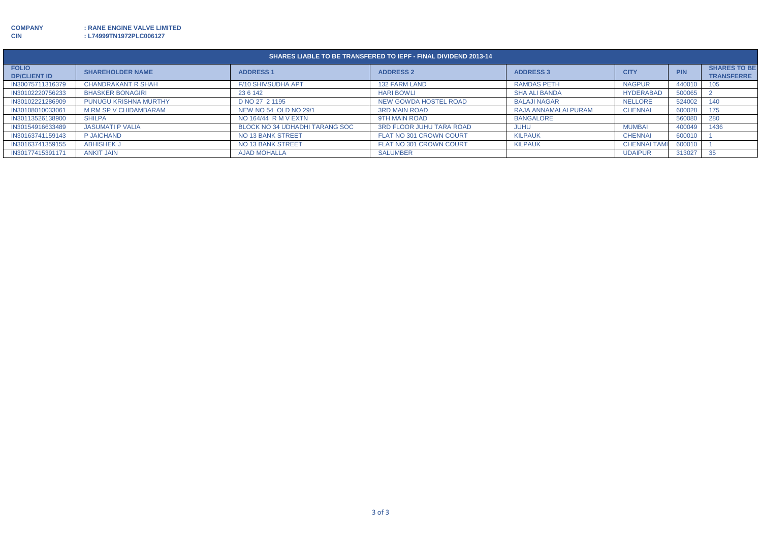**COMPANY** : **RANE ENGINE VALVE LIMITED**
**CIN** : **L74999TN1972PLC006127**

| SHARES LIABLE TO BE TRANSFERED TO IEPF - FINAL DIVIDEND 2013-14 | | | | | | | |
|---|---|---|---|---|---|---|---|
| FOLIO DP/CLIENT ID | SHAREHOLDER NAME | ADDRESS 1 | ADDRESS 2 | ADDRESS 3 | CITY | PIN | SHARES TO BE TRANSFERRE |
| IN30075711316379 | CHANDRAKANT R SHAH | F/10 SHIVSUDHA APT | 132 FARM LAND | RAMDAS PETH | NAGPUR | 440010 | 105 |
| IN30102220756233 | BHASKER BONAGIRI | 23 6 142 | HARI BOWLI | SHA ALI BANDA | HYDERABAD | 500065 | 2 |
| IN30102221286909 | PUNUGU KRISHNA MURTHY | D NO 27 2 1195 | NEW GOWDA HOSTEL ROAD | BALAJI NAGAR | NELLORE | 524002 | 140 |
| IN30108010033061 | M RM SP V CHIDAMBARAM | NEW NO 54 OLD NO 29/1 | 3RD MAIN ROAD | RAJA ANNAMALAI PURAM | CHENNAI | 600028 | 175 |
| IN30113526138900 | SHILPA | NO 164/44 R M V EXTN | 9TH MAIN ROAD | BANGALORE | | 560080 | 280 |
| IN30154916633489 | JASUMATI P VALIA | BLOCK NO 34 UDHADHI TARANG SOC | 3RD FLOOR JUHU TARA ROAD | JUHU | MUMBAI | 400049 | 1436 |
| IN30163741159143 | P JAICHAND | NO 13 BANK STREET | FLAT NO 301 CROWN COURT | KILPAUK | CHENNAI | 600010 | 1 |
| IN30163741359155 | ABHISHEK J | NO 13 BANK STREET | FLAT NO 301 CROWN COURT | KILPAUK | CHENNAI TAMI | 600010 | 1 |
| IN30177415391171 | ANKIT JAIN | AJAD MOHALLA | SALUMBER | | UDAIPUR | 313027 | 35 |